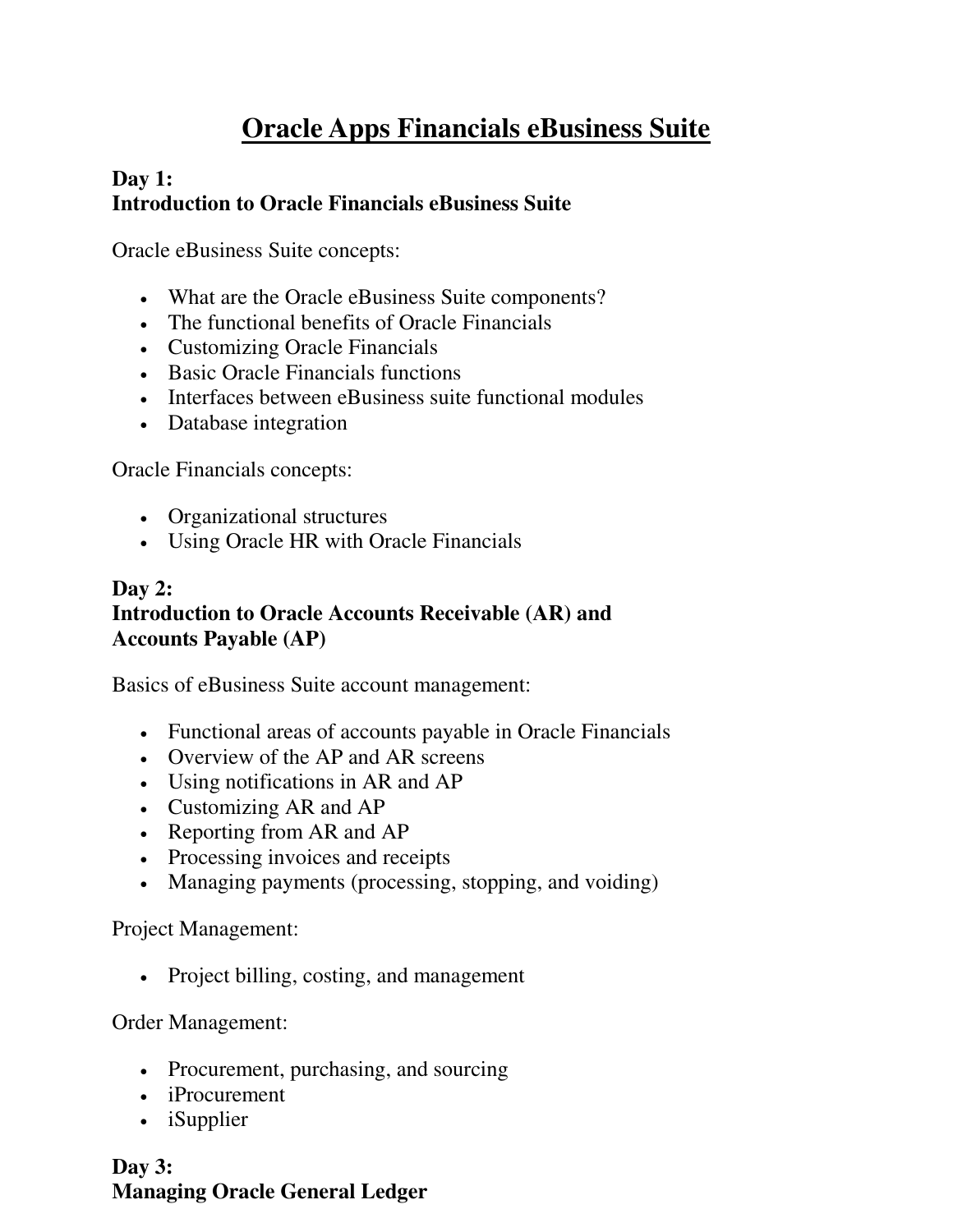# Oracle Apps Financials eBusiness Suite

**Day 1:**
**Introduction to Oracle Financials eBusiness Suite**

Oracle eBusiness Suite concepts:

- What are the Oracle eBusiness Suite components?
- The functional benefits of Oracle Financials
- Customizing Oracle Financials
- Basic Oracle Financials functions
- Interfaces between eBusiness suite functional modules
- Database integration

Oracle Financials concepts:

- Organizational structures
- Using Oracle HR with Oracle Financials

**Day 2:**
**Introduction to Oracle Accounts Receivable (AR) and Accounts Payable (AP)**

Basics of eBusiness Suite account management:

- Functional areas of accounts payable in Oracle Financials
- Overview of the AP and AR screens
- Using notifications in AR and AP
- Customizing AR and AP
- Reporting from AR and AP
- Processing invoices and receipts
- Managing payments (processing, stopping, and voiding)

Project Management:

- Project billing, costing, and management

Order Management:

- Procurement, purchasing, and sourcing
- iProcurement
- iSupplier

**Day 3:**
**Managing Oracle General Ledger**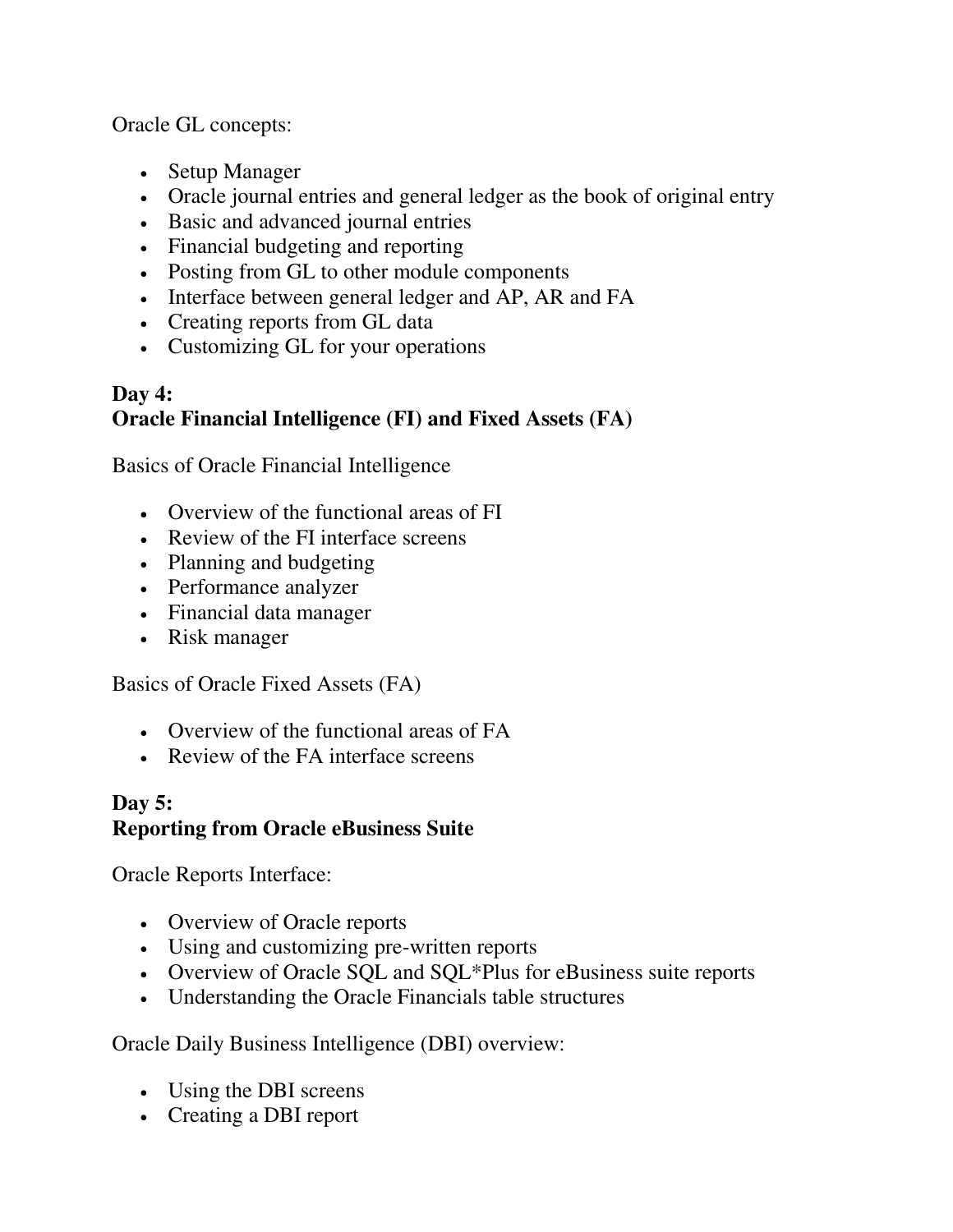Oracle GL concepts:

- Setup Manager
- Oracle journal entries and general ledger as the book of original entry
- Basic and advanced journal entries
- Financial budgeting and reporting
- Posting from GL to other module components
- Interface between general ledger and AP, AR and FA
- Creating reports from GL data
- Customizing GL for your operations

**Day 4:**
**Oracle Financial Intelligence (FI) and Fixed Assets (FA)**

Basics of Oracle Financial Intelligence

- Overview of the functional areas of FI
- Review of the FI interface screens
- Planning and budgeting
- Performance analyzer
- Financial data manager
- Risk manager

Basics of Oracle Fixed Assets (FA)

- Overview of the functional areas of FA
- Review of the FA interface screens

**Day 5:**
**Reporting from Oracle eBusiness Suite**

Oracle Reports Interface:

- Overview of Oracle reports
- Using and customizing pre-written reports
- Overview of Oracle SQL and SQL*Plus for eBusiness suite reports
- Understanding the Oracle Financials table structures

Oracle Daily Business Intelligence (DBI) overview:

- Using the DBI screens
- Creating a DBI report